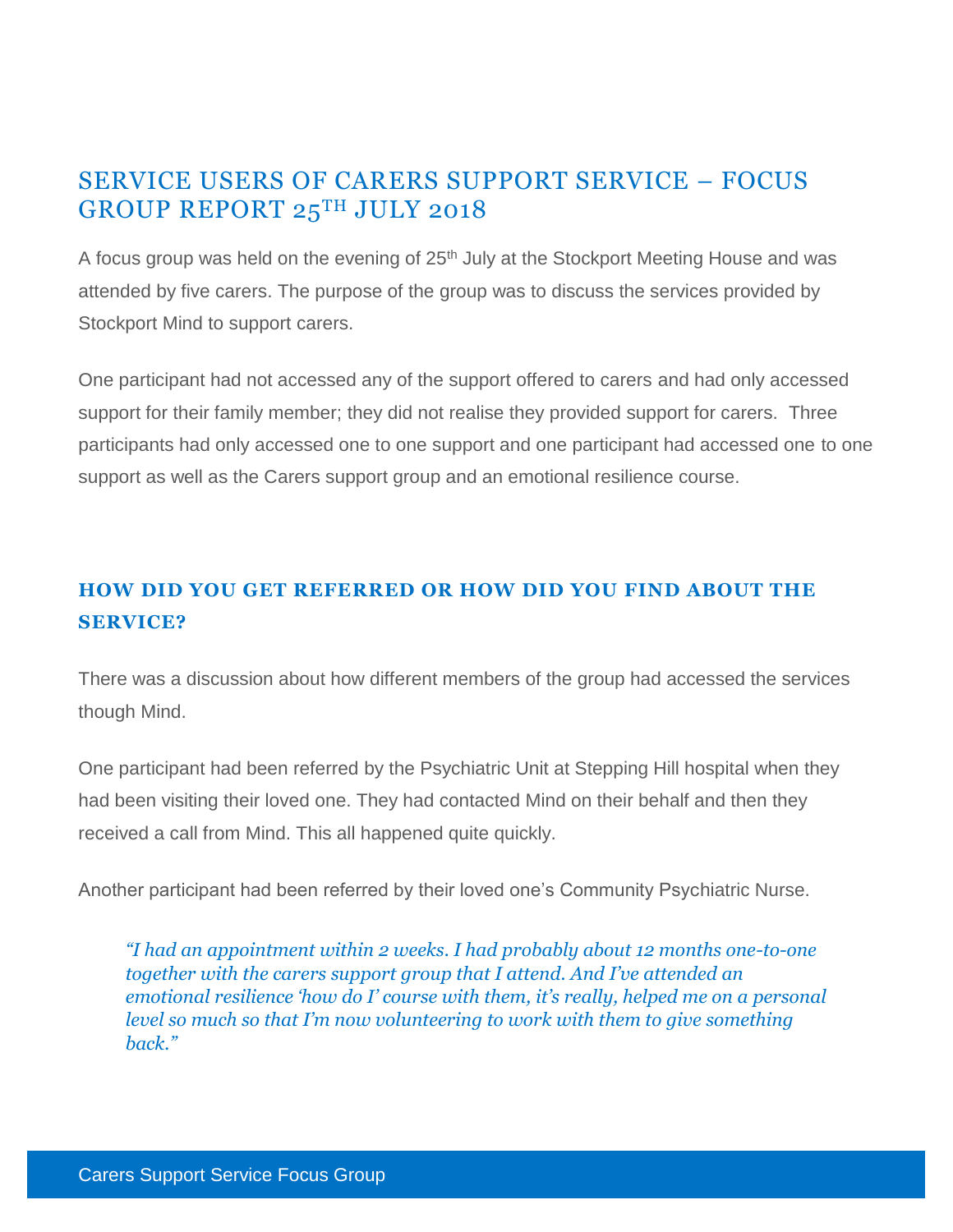# SERVICE USERS OF CARERS SUPPORT SERVICE – FOCUS GROUP REPORT 25TH JULY 2018

A focus group was held on the evening of 25th July at the Stockport Meeting House and was attended by five carers. The purpose of the group was to discuss the services provided by Stockport Mind to support carers.

One participant had not accessed any of the support offered to carers and had only accessed support for their family member; they did not realise they provided support for carers. Three participants had only accessed one to one support and one participant had accessed one to one support as well as the Carers support group and an emotional resilience course.

## HOW DID YOU GET REFERRED OR HOW DID YOU FIND ABOUT THE SERVICE?

There was a discussion about how different members of the group had accessed the services though Mind.

One participant had been referred by the Psychiatric Unit at Stepping Hill hospital when they had been visiting their loved one. They had contacted Mind on their behalf and then they received a call from Mind. This all happened quite quickly.

Another participant had been referred by their loved one's Community Psychiatric Nurse.

> *"I had an appointment within 2 weeks. I had probably about 12 months one-to-one together with the carers support group that I attend. And I've attended an emotional resilience 'how do I' course with them, it's really, helped me on a personal level so much so that I'm now volunteering to work with them to give something back."*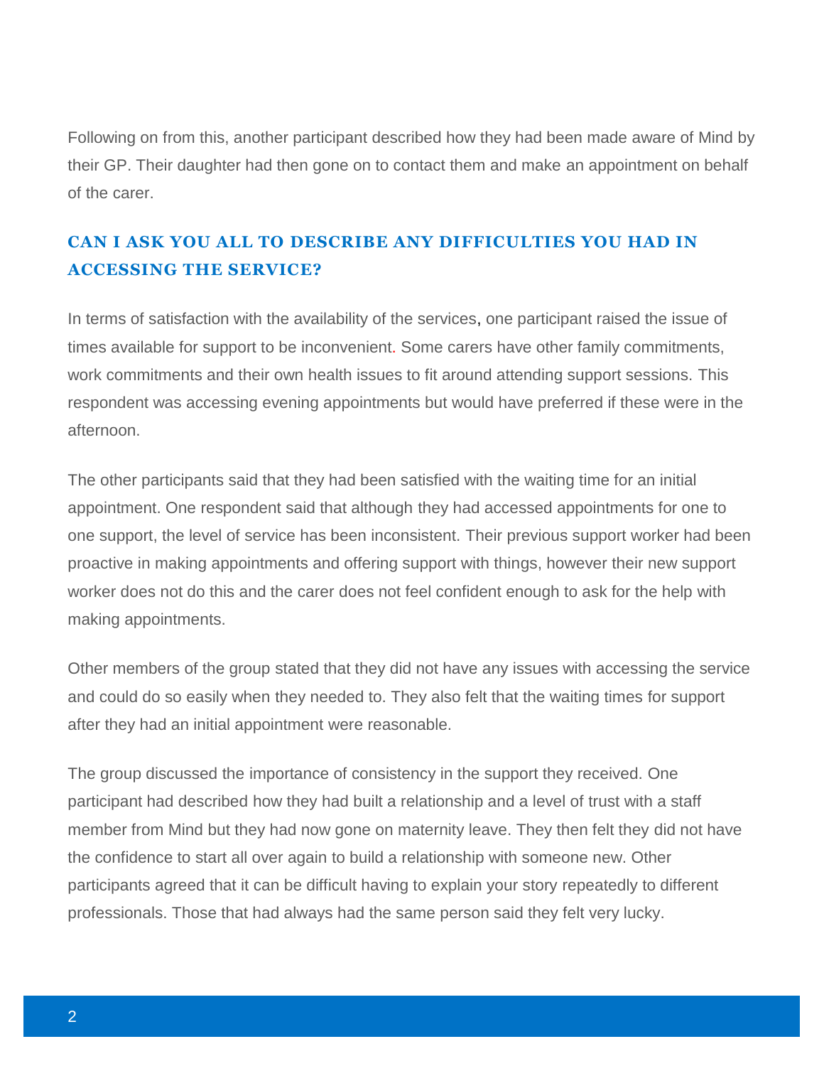Following on from this, another participant described how they had been made aware of Mind by their GP. Their daughter had then gone on to contact them and make an appointment on behalf of the carer.

## CAN I ASK YOU ALL TO DESCRIBE ANY DIFFICULTIES YOU HAD IN ACCESSING THE SERVICE?

In terms of satisfaction with the availability of the services, one participant raised the issue of times available for support to be inconvenient. Some carers have other family commitments, work commitments and their own health issues to fit around attending support sessions. This respondent was accessing evening appointments but would have preferred if these were in the afternoon.

The other participants said that they had been satisfied with the waiting time for an initial appointment. One respondent said that although they had accessed appointments for one to one support, the level of service has been inconsistent. Their previous support worker had been proactive in making appointments and offering support with things, however their new support worker does not do this and the carer does not feel confident enough to ask for the help with making appointments.

Other members of the group stated that they did not have any issues with accessing the service and could do so easily when they needed to. They also felt that the waiting times for support after they had an initial appointment were reasonable.

The group discussed the importance of consistency in the support they received. One participant had described how they had built a relationship and a level of trust with a staff member from Mind but they had now gone on maternity leave. They then felt they did not have the confidence to start all over again to build a relationship with someone new. Other participants agreed that it can be difficult having to explain your story repeatedly to different professionals. Those that had always had the same person said they felt very lucky.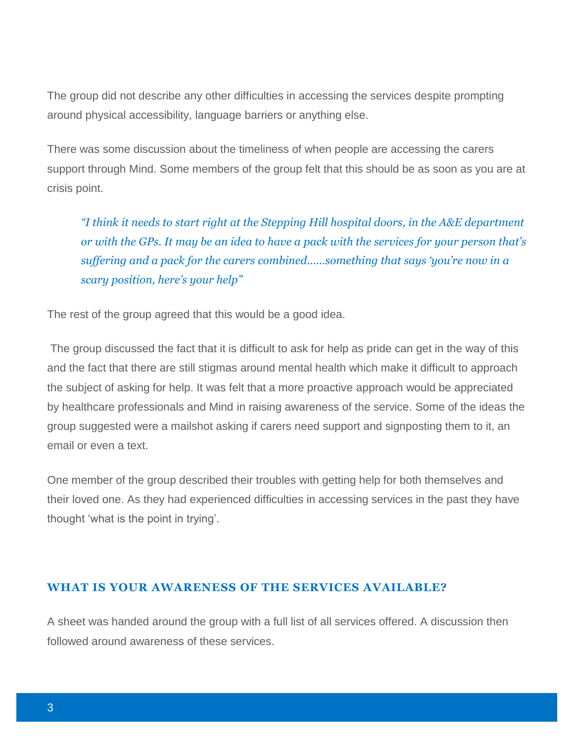The group did not describe any other difficulties in accessing the services despite prompting around physical accessibility, language barriers or anything else.

There was some discussion about the timeliness of when people are accessing the carers support through Mind. Some members of the group felt that this should be as soon as you are at crisis point.

> *"I think it needs to start right at the Stepping Hill hospital doors, in the A&E department or with the GPs. It may be an idea to have a pack with the services for your person that's suffering and a pack for the carers combined……something that says 'you're now in a scary position, here's your help"*

The rest of the group agreed that this would be a good idea.

The group discussed the fact that it is difficult to ask for help as pride can get in the way of this and the fact that there are still stigmas around mental health which make it difficult to approach the subject of asking for help. It was felt that a more proactive approach would be appreciated by healthcare professionals and Mind in raising awareness of the service. Some of the ideas the group suggested were a mailshot asking if carers need support and signposting them to it, an email or even a text.

One member of the group described their troubles with getting help for both themselves and their loved one. As they had experienced difficulties in accessing services in the past they have thought 'what is the point in trying'.

## WHAT IS YOUR AWARENESS OF THE SERVICES AVAILABLE?

A sheet was handed around the group with a full list of all services offered. A discussion then followed around awareness of these services.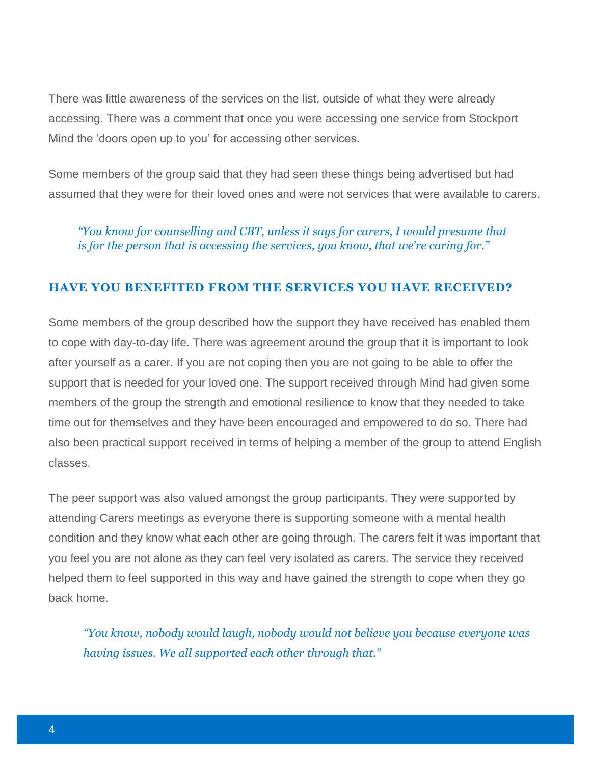There was little awareness of the services on the list, outside of what they were already accessing. There was a comment that once you were accessing one service from Stockport Mind the ‘doors open up to you’ for accessing other services.

Some members of the group said that they had seen these things being advertised but had assumed that they were for their loved ones and were not services that were available to carers.

> *“You know for counselling and CBT, unless it says for carers, I would presume that is for the person that is accessing the services, you know, that we’re caring for.”*

## HAVE YOU BENEFITED FROM THE SERVICES YOU HAVE RECEIVED?

Some members of the group described how the support they have received has enabled them to cope with day-to-day life. There was agreement around the group that it is important to look after yourself as a carer. If you are not coping then you are not going to be able to offer the support that is needed for your loved one. The support received through Mind had given some members of the group the strength and emotional resilience to know that they needed to take time out for themselves and they have been encouraged and empowered to do so. There had also been practical support received in terms of helping a member of the group to attend English classes.

The peer support was also valued amongst the group participants. They were supported by attending Carers meetings as everyone there is supporting someone with a mental health condition and they know what each other are going through. The carers felt it was important that you feel you are not alone as they can feel very isolated as carers. The service they received helped them to feel supported in this way and have gained the strength to cope when they go back home.

> *“You know, nobody would laugh, nobody would not believe you because everyone was having issues. We all supported each other through that.”*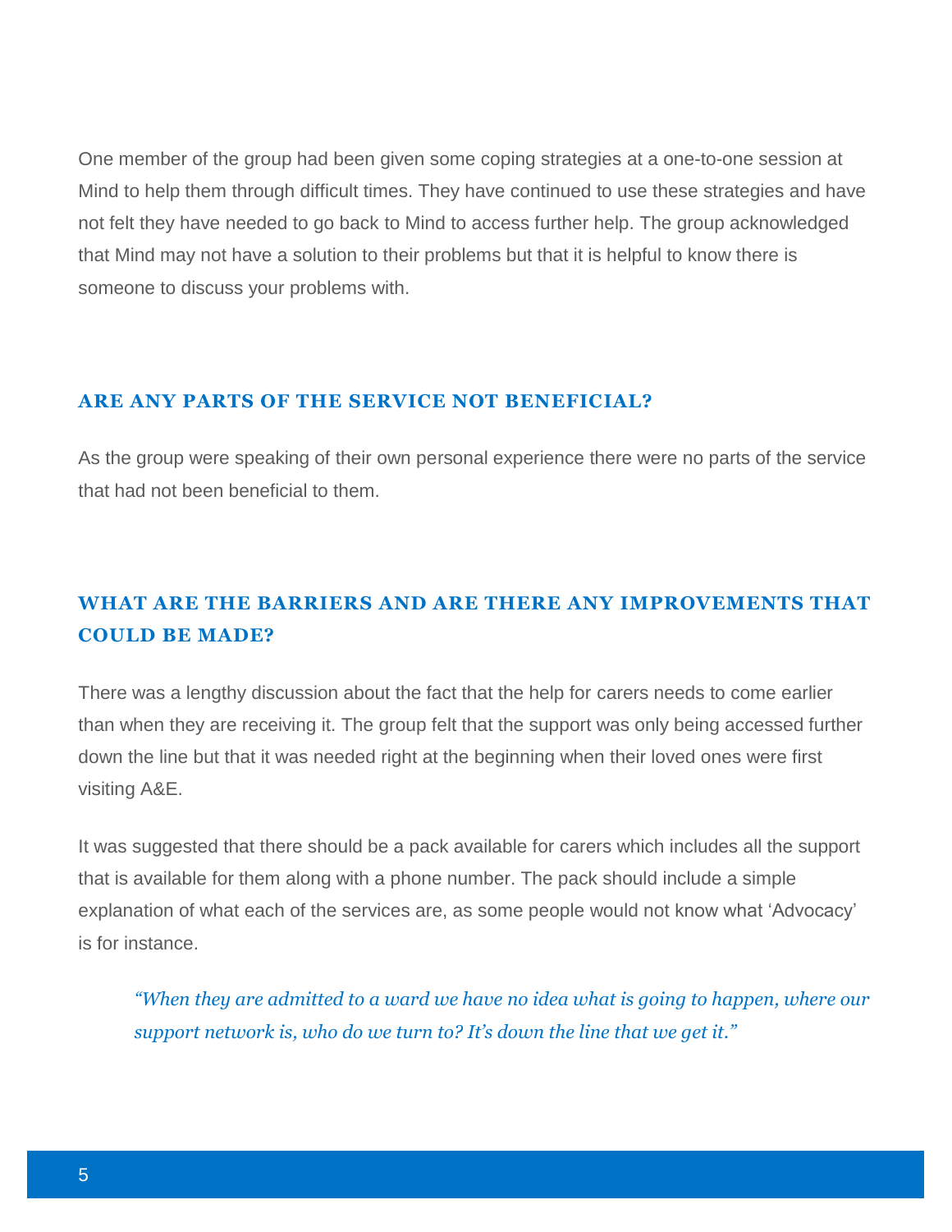One member of the group had been given some coping strategies at a one-to-one session at Mind to help them through difficult times. They have continued to use these strategies and have not felt they have needed to go back to Mind to access further help. The group acknowledged that Mind may not have a solution to their problems but that it is helpful to know there is someone to discuss your problems with.

## ARE ANY PARTS OF THE SERVICE NOT BENEFICIAL?

As the group were speaking of their own personal experience there were no parts of the service that had not been beneficial to them.

## WHAT ARE THE BARRIERS AND ARE THERE ANY IMPROVEMENTS THAT COULD BE MADE?

There was a lengthy discussion about the fact that the help for carers needs to come earlier than when they are receiving it. The group felt that the support was only being accessed further down the line but that it was needed right at the beginning when their loved ones were first visiting A&E.

It was suggested that there should be a pack available for carers which includes all the support that is available for them along with a phone number. The pack should include a simple explanation of what each of the services are, as some people would not know what 'Advocacy' is for instance.

> *"When they are admitted to a ward we have no idea what is going to happen, where our support network is, who do we turn to? It's down the line that we get it."*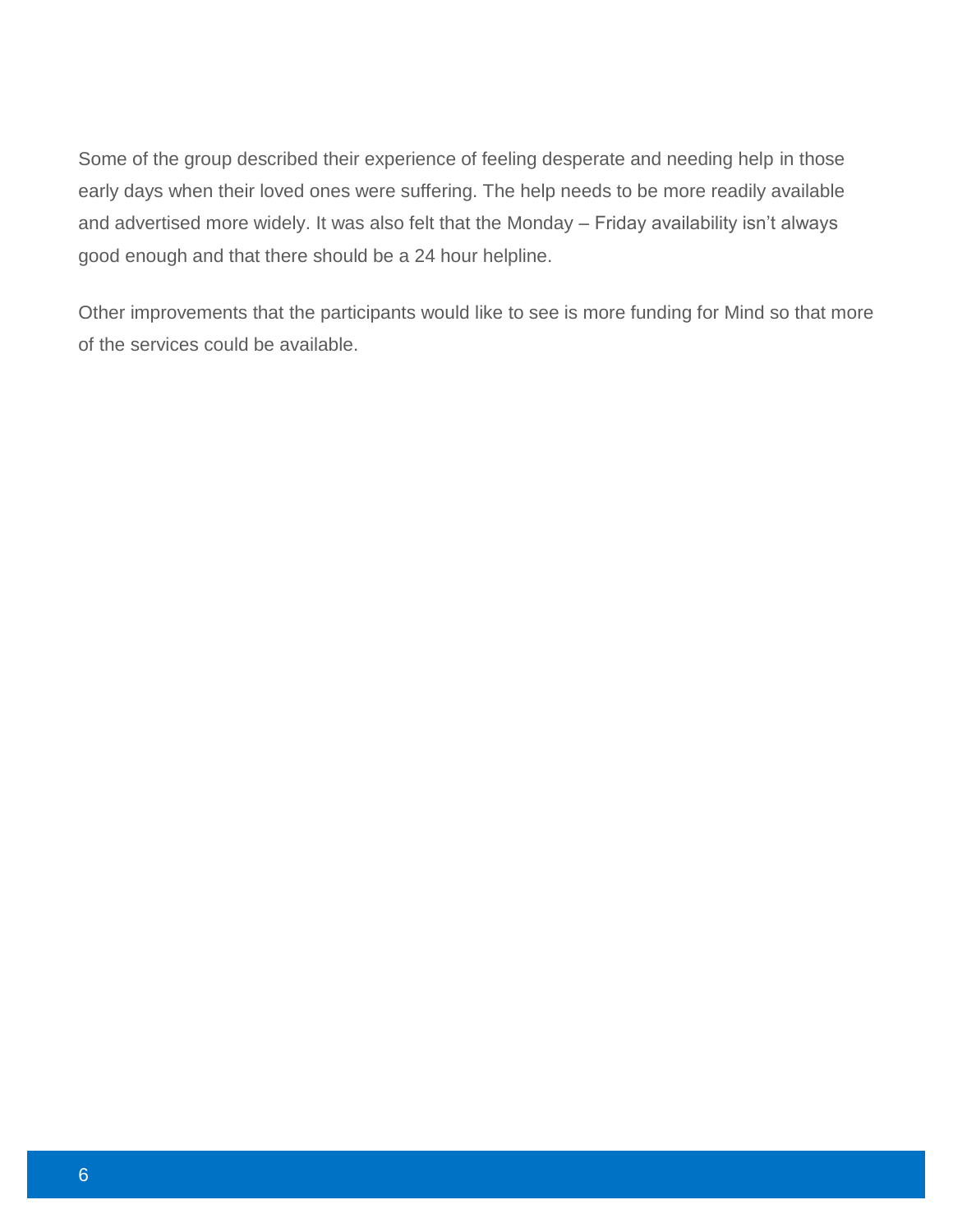Some of the group described their experience of feeling desperate and needing help in those early days when their loved ones were suffering. The help needs to be more readily available and advertised more widely. It was also felt that the Monday – Friday availability isn't always good enough and that there should be a 24 hour helpline.

Other improvements that the participants would like to see is more funding for Mind so that more of the services could be available.